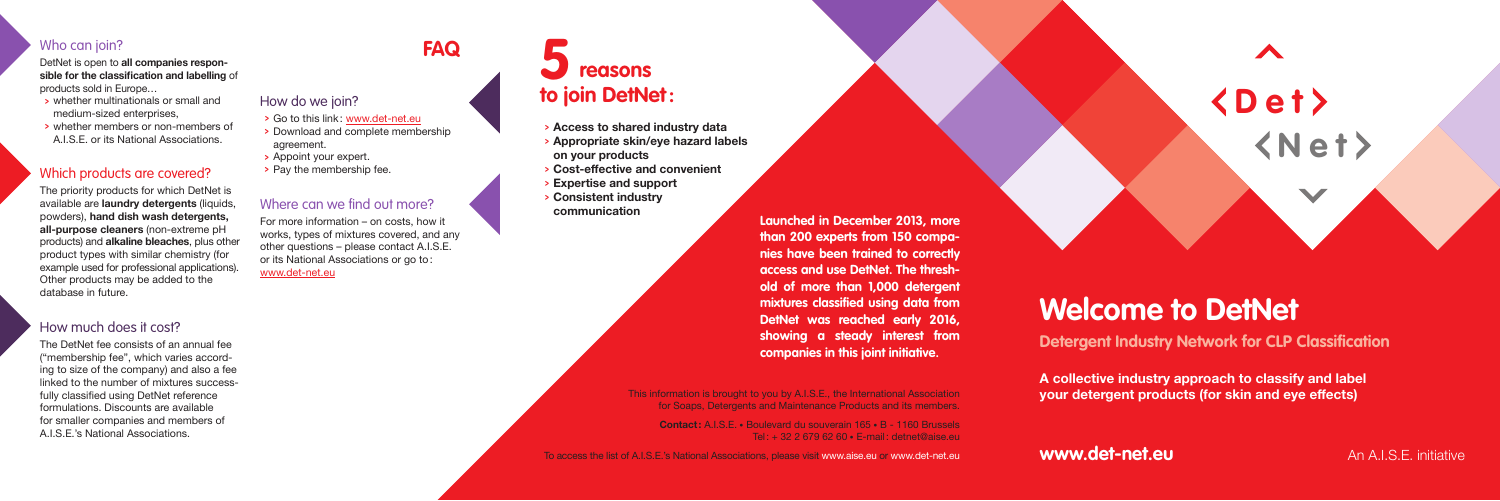## Who can join?

DetNet is open to **all companies responsible for the classification and labelling** of products sold in Europe…

- whether multinationals or small and medium-sized enterprises,
- whether members or non-members of A.I.S.E. or its National Associations.

## Which products are covered?

The priority products for which DetNet is available are **laundry detergents** (liquids, powders), **hand dish wash detergents, all-purpose cleaners** (non-extreme pH products) and **alkaline bleaches**, plus other product types with similar chemistry (for example used for professional applications). Other products may be added to the database in future.

## How much does it cost?

The DetNet fee consists of an annual fee ("membership fee", which varies according to size of the company) and also a fee linked to the number of mixtures successfully classified using DetNet reference formulations. Discounts are available for smaller companies and members of A.I.S.E.'s National Associations.

# FAQ

## How do we join?

- Go to this link: www.det-net.eu
- Download and complete membership agreement.
- Appoint your expert.
- Pay the membership fee.

## Where can we find out more?

For more information – on costs, how it works, types of mixtures covered, and any other questions – please contact A.I.S.E. or its National Associations or go to: www.det-net.eu

# 5 reasons to join DetNet:

- **Access to shared industry data**
- **Appropriate skin/eye hazard labels on your products**
- **Cost-effective and convenient**
- **Expertise and support**
- **Consistent industry communication**

**Launched in December 2013, more than 200 experts from 150 companies have been trained to correctly access and use DetNet. The threshold of more than 1,000 detergent mixtures classified using data from DetNet was reached early 2016, showing a steady interest from companies in this joint initiative.**

This information is brought to you by A.I.S.E., the International Association for Soaps, Detergents and Maintenance Products and its members.

**Contact:** A.I.S.E. • Boulevard du souverain 165 • B - 1160 Brussels
Tel: + 32 2 679 62 60 • E-mail: detnet@aise.eu

To access the list of A.I.S.E.'s National Associations, please visit www.aise.eu or www.det-net.eu

<Det> <Net>

# Welcome to DetNet

**Detergent Industry Network for CLP Classification**

**A collective industry approach to classify and label your detergent products (for skin and eye effects)**

**www.det-net.eu**

An A.I.S.E. initiative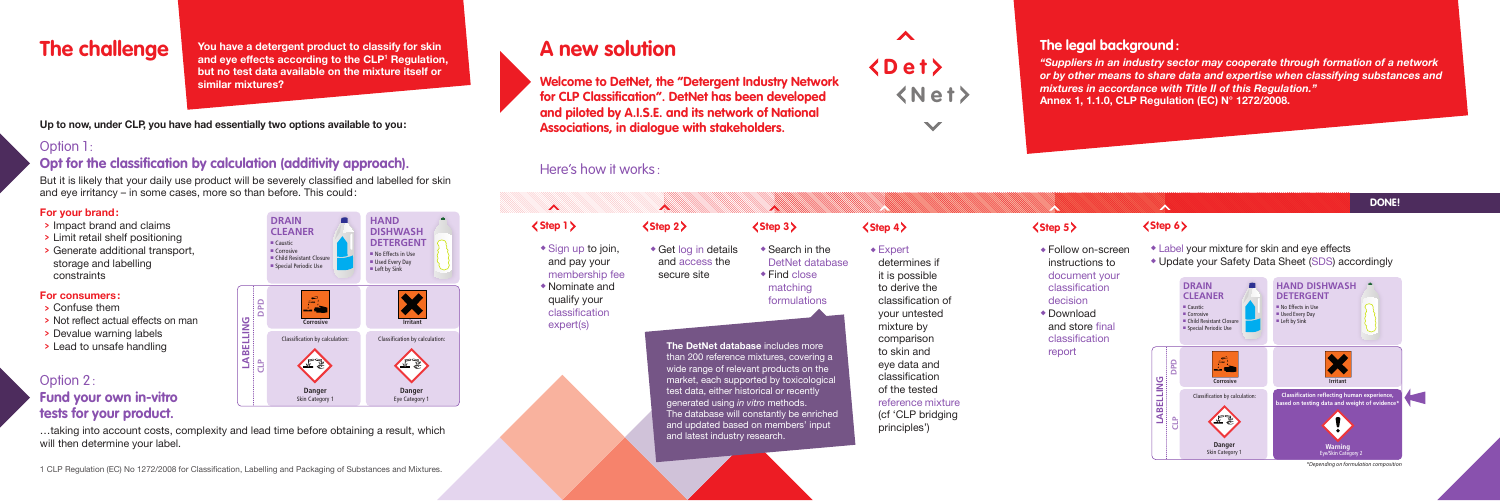# The challenge

**You have a detergent product to classify for skin and eye effects according to the CLP[1] Regulation, but no test data available on the mixture itself or similar mixtures?**

**Up to now, under CLP, you have had essentially two options available to you:**

## Option 1:

### Opt for the classification by calculation (additivity approach).

But it is likely that your daily use product will be severely classified and labelled for skin and eye irritancy – in some cases, more so than before. This could:

**For your brand:**

- Impact brand and claims
- Limit retail shelf positioning
- Generate additional transport, storage and labelling constraints

**For consumers:**

- Confuse them
- Not reflect actual effects on man
- Devalue warning labels
- Lead to unsafe handling

| | | DRAIN CLEANER (Caustic, Corrosive, Child Resistant Closure, Special Periodic Use) | HAND DISHWASH DETERGENT (No Effects in Use, Used Every Day, Left by Sink) |
|---|---|---|---|
| LABELLING | DPD | Corrosive | Irritant |
| | CLP | Classification by calculation: Danger Skin Category 1 | Classification by calculation: Danger Eye Category 1 |

## Option 2:

### Fund your own in-vitro tests for your product.

…taking into account costs, complexity and lead time before obtaining a result, which will then determine your label.

1 CLP Regulation (EC) No 1272/2008 for Classification, Labelling and Packaging of Substances and Mixtures.

# A new solution

**Welcome to DetNet, the "Detergent Industry Network for CLP Classification". DetNet has been developed and piloted by A.I.S.E. and its network of National Associations, in dialogue with stakeholders.**

<Det> <Net>

## The legal background:

***"Suppliers in an industry sector may cooperate through formation of a network or by other means to share data and expertise when classifying substances and mixtures in accordance with Title II of this Regulation."***
**Annex 1, 1.1.0, CLP Regulation (EC) N° 1272/2008.**

Here's how it works:

**<Step 1>**

- Sign up to join, and pay your membership fee
- Nominate and qualify your classification expert(s)

**<Step 2>**

- Get log in details and access the secure site

**<Step 3>**

- Search in the DetNet database
- Find close matching formulations

**The DetNet database** includes more than 200 reference mixtures, covering a wide range of relevant products on the market, each supported by toxicological test data, either historical or recently generated using *in vitro* methods. The database will constantly be enriched and updated based on members' input and latest industry research.

**<Step 4>**

- Expert determines if it is possible to derive the classification of your untested mixture by comparison to skin and eye data and classification of the tested reference mixture (cf 'CLP bridging principles')

**<Step 5>**

- Follow on-screen instructions to document your classification decision
- Download and store final classification report

**<Step 6>**

- Label your mixture for skin and eye effects
- Update your Safety Data Sheet (SDS) accordingly

**DONE!**

| | | DRAIN CLEANER (Caustic, Corrosive, Child Resistant Closure, Special Periodic Use) | HAND DISHWASH DETERGENT (No Effects in Use, Used Every Day, Left by Sink) |
|---|---|---|---|
| LABELLING | DPD | Corrosive | Irritant |
| | CLP | Classification by calculation: Danger Skin Category 1 | Classification reflecting human experience, based on testing data and weight of evidence*: Warning Eye/Skin Category 2 |

*Depending on formulation composition